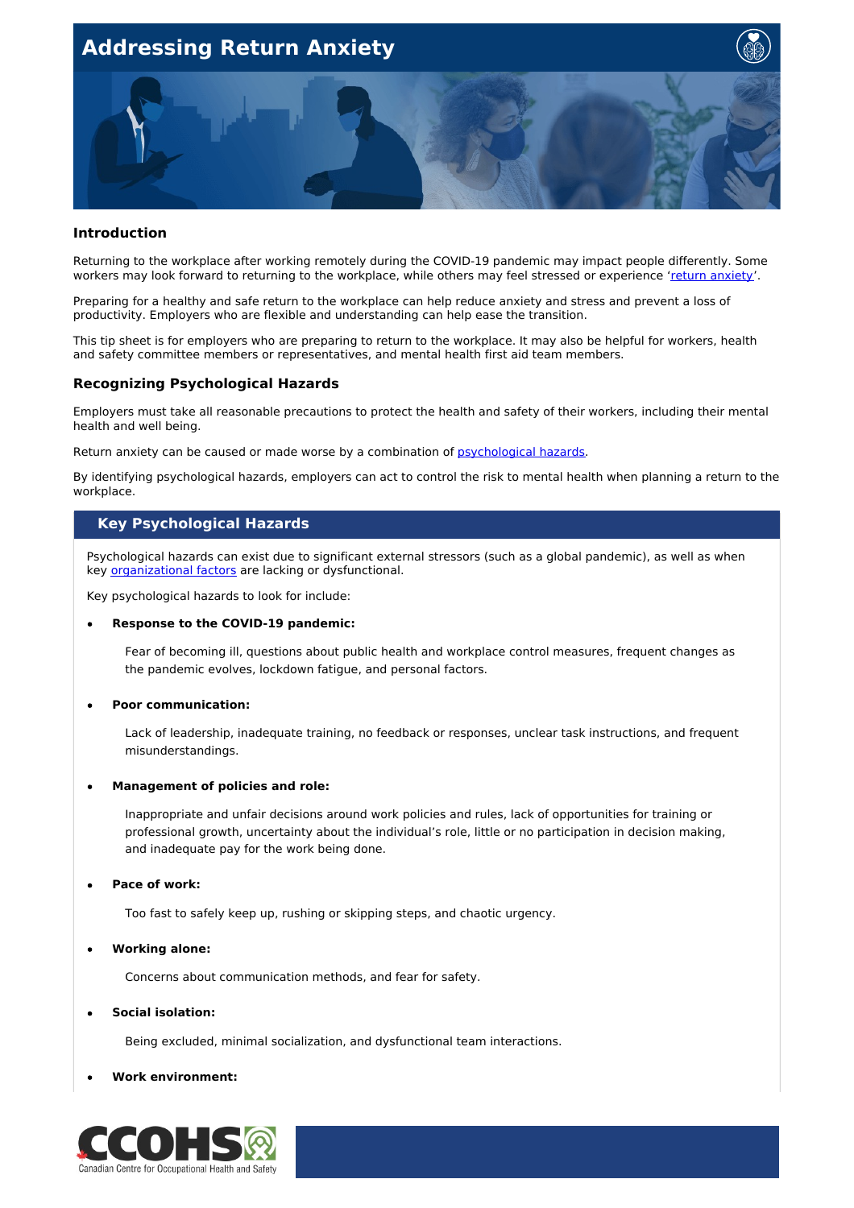# Addressing Return Anxiety

## Introduction

Returning to the workplace after working remotely during the COVID-19 pandemic may impact people differently. Some workers may look forward to returning to the workplace, while others may feel stressed or experience 'return anxiety'.

Preparing for a healthy and safe return to the workplace can help reduce anxiety and stress and prevent a loss of productivity. Employers who are flexible and understanding can help ease the transition.

This tip sheet is for employers who are preparing to return to the workplace. It may also be helpful for workers, health and safety committee members or representatives, and mental health first aid team members.

## Recognizing Psychological Hazards

Employers must take all reasonable precautions to protect the health and safety of their workers, including their mental health and well being.

Return anxiety can be caused or made worse by a combination of psychological hazards.

By identifying psychological hazards, employers can act to control the risk to mental health when planning a return to the workplace.

### Key Psychological Hazards

Psychological hazards can exist due to significant external stressors (such as a global pandemic), as well as when key organizational factors are lacking or dysfunctional.

Key psychological hazards to look for include:

- **Response to the COVID-19 pandemic:**

  Fear of becoming ill, questions about public health and workplace control measures, frequent changes as the pandemic evolves, lockdown fatigue, and personal factors.

- **Poor communication:**

  Lack of leadership, inadequate training, no feedback or responses, unclear task instructions, and frequent misunderstandings.

- **Management of policies and role:**

  Inappropriate and unfair decisions around work policies and rules, lack of opportunities for training or professional growth, uncertainty about the individual's role, little or no participation in decision making, and inadequate pay for the work being done.

- **Pace of work:**

  Too fast to safely keep up, rushing or skipping steps, and chaotic urgency.

- **Working alone:**

  Concerns about communication methods, and fear for safety.

- **Social isolation:**

  Being excluded, minimal socialization, and dysfunctional team interactions.

- **Work environment:**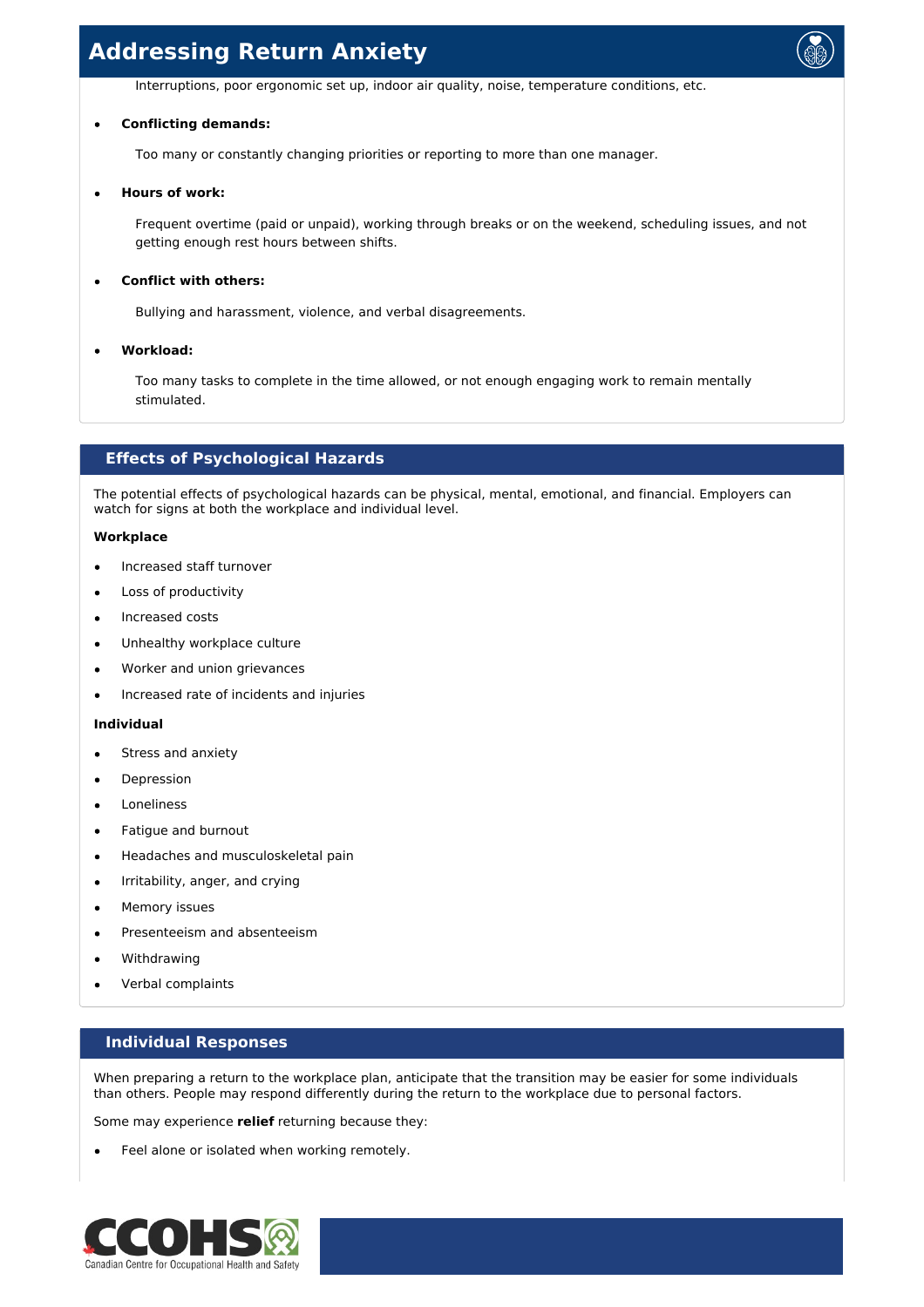Interruptions, poor ergonomic set up, indoor air quality, noise, temperature conditions, etc.

- **Conflicting demands:**

  Too many or constantly changing priorities or reporting to more than one manager.

- **Hours of work:**

  Frequent overtime (paid or unpaid), working through breaks or on the weekend, scheduling issues, and not getting enough rest hours between shifts.

- **Conflict with others:**

  Bullying and harassment, violence, and verbal disagreements.

- **Workload:**

  Too many tasks to complete in the time allowed, or not enough engaging work to remain mentally stimulated.

## Effects of Psychological Hazards

The potential effects of psychological hazards can be physical, mental, emotional, and financial. Employers can watch for signs at both the workplace and individual level.

**Workplace**

- Increased staff turnover
- Loss of productivity
- Increased costs
- Unhealthy workplace culture
- Worker and union grievances
- Increased rate of incidents and injuries

**Individual**

- Stress and anxiety
- Depression
- Loneliness
- Fatigue and burnout
- Headaches and musculoskeletal pain
- Irritability, anger, and crying
- Memory issues
- Presenteeism and absenteeism
- Withdrawing
- Verbal complaints

## Individual Responses

When preparing a return to the workplace plan, anticipate that the transition may be easier for some individuals than others. People may respond differently during the return to the workplace due to personal factors.

Some may experience **relief** returning because they:

- Feel alone or isolated when working remotely.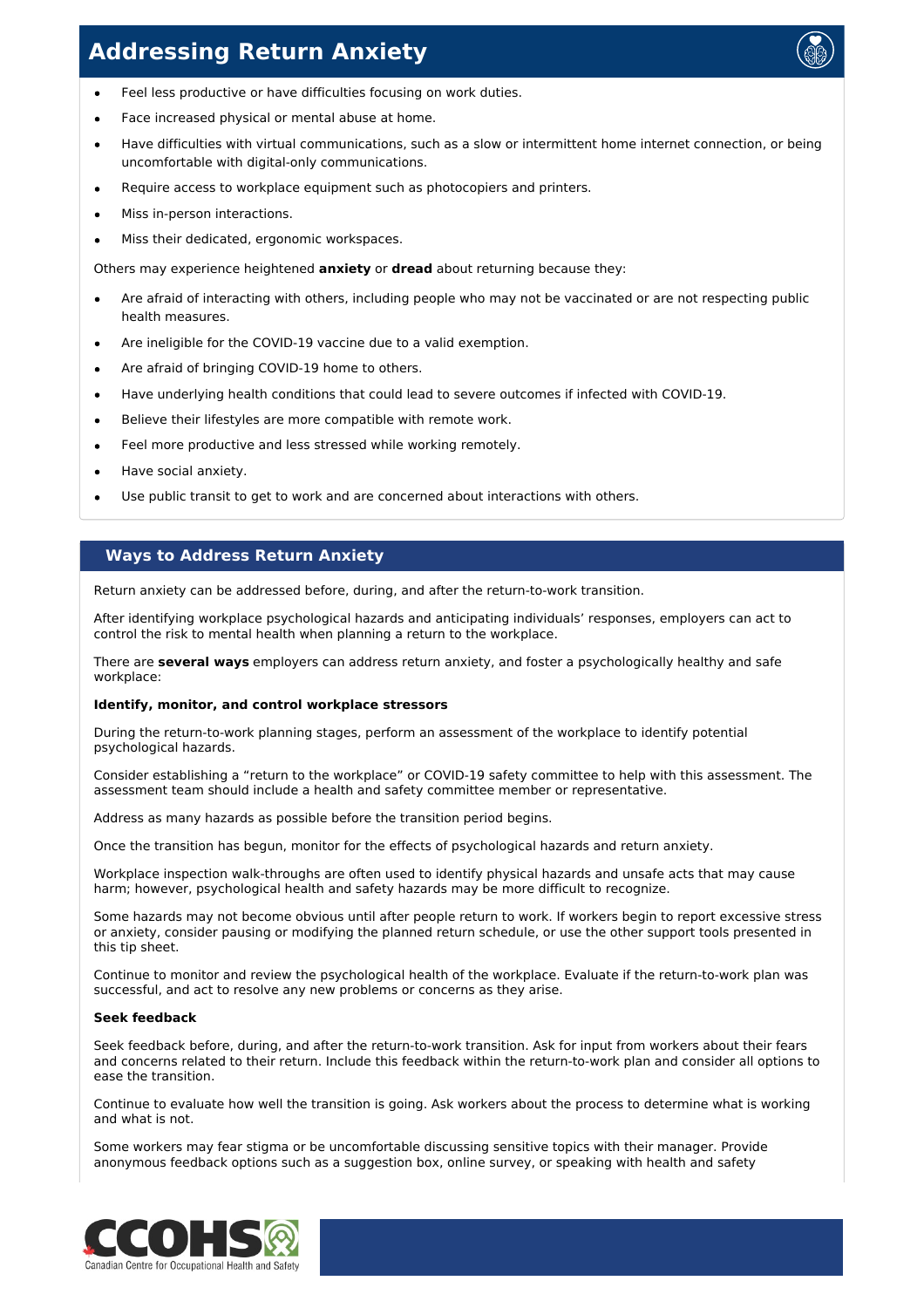- Feel less productive or have difficulties focusing on work duties.
- Face increased physical or mental abuse at home.
- Have difficulties with virtual communications, such as a slow or intermittent home internet connection, or being uncomfortable with digital-only communications.
- Require access to workplace equipment such as photocopiers and printers.
- Miss in-person interactions.
- Miss their dedicated, ergonomic workspaces.

Others may experience heightened **anxiety** or **dread** about returning because they:

- Are afraid of interacting with others, including people who may not be vaccinated or are not respecting public health measures.
- Are ineligible for the COVID-19 vaccine due to a valid exemption.
- Are afraid of bringing COVID-19 home to others.
- Have underlying health conditions that could lead to severe outcomes if infected with COVID-19.
- Believe their lifestyles are more compatible with remote work.
- Feel more productive and less stressed while working remotely.
- Have social anxiety.
- Use public transit to get to work and are concerned about interactions with others.

## Ways to Address Return Anxiety

Return anxiety can be addressed before, during, and after the return-to-work transition.

After identifying workplace psychological hazards and anticipating individuals' responses, employers can act to control the risk to mental health when planning a return to the workplace.

There are **several ways** employers can address return anxiety, and foster a psychologically healthy and safe workplace:

**Identify, monitor, and control workplace stressors**

During the return-to-work planning stages, perform an assessment of the workplace to identify potential psychological hazards.

Consider establishing a "return to the workplace" or COVID-19 safety committee to help with this assessment. The assessment team should include a health and safety committee member or representative.

Address as many hazards as possible before the transition period begins.

Once the transition has begun, monitor for the effects of psychological hazards and return anxiety.

Workplace inspection walk-throughs are often used to identify physical hazards and unsafe acts that may cause harm; however, psychological health and safety hazards may be more difficult to recognize.

Some hazards may not become obvious until after people return to work. If workers begin to report excessive stress or anxiety, consider pausing or modifying the planned return schedule, or use the other support tools presented in this tip sheet.

Continue to monitor and review the psychological health of the workplace. Evaluate if the return-to-work plan was successful, and act to resolve any new problems or concerns as they arise.

**Seek feedback**

Seek feedback before, during, and after the return-to-work transition. Ask for input from workers about their fears and concerns related to their return. Include this feedback within the return-to-work plan and consider all options to ease the transition.

Continue to evaluate how well the transition is going. Ask workers about the process to determine what is working and what is not.

Some workers may fear stigma or be uncomfortable discussing sensitive topics with their manager. Provide anonymous feedback options such as a suggestion box, online survey, or speaking with health and safety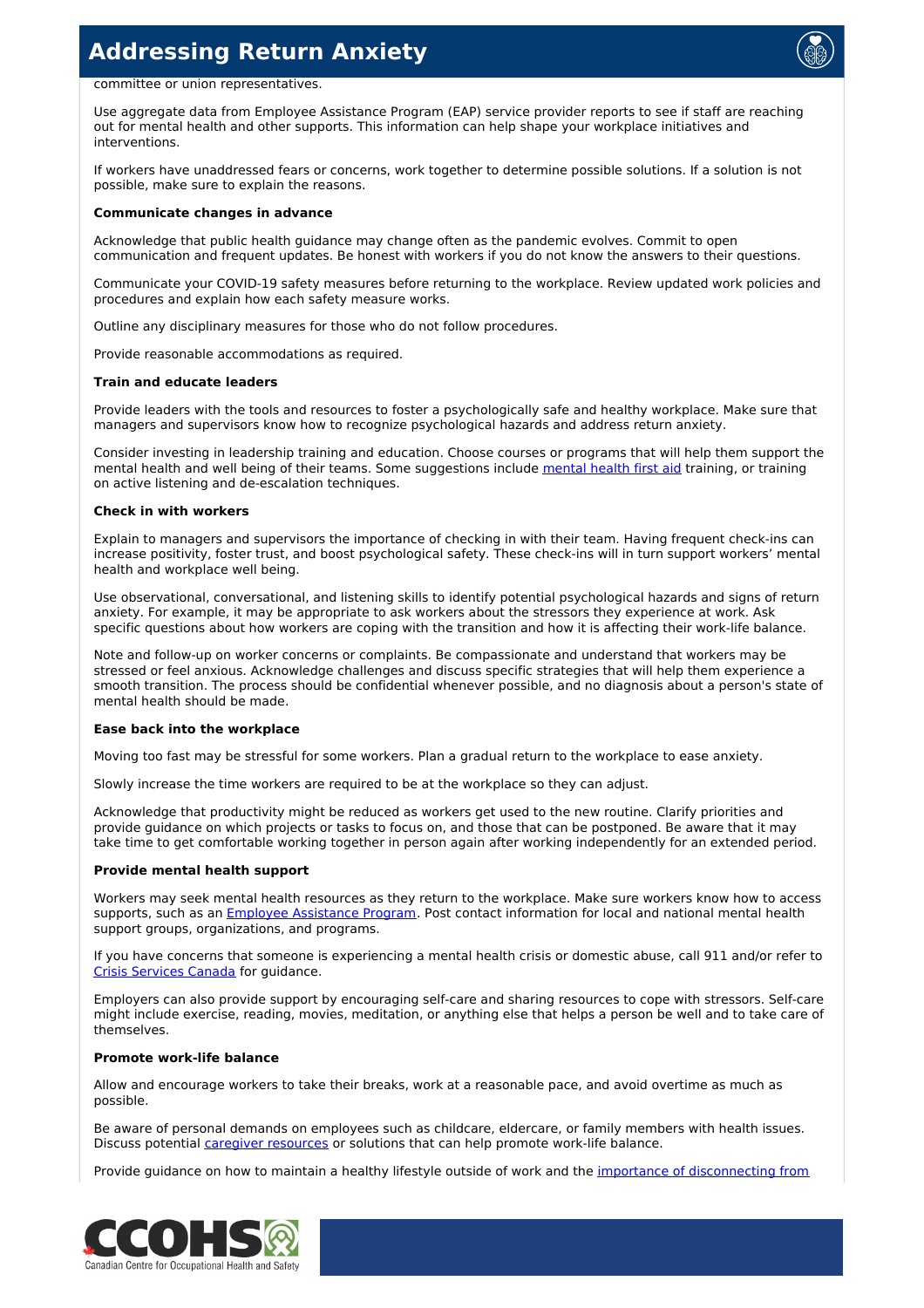committee or union representatives.

Use aggregate data from Employee Assistance Program (EAP) service provider reports to see if staff are reaching out for mental health and other supports. This information can help shape your workplace initiatives and interventions.

If workers have unaddressed fears or concerns, work together to determine possible solutions. If a solution is not possible, make sure to explain the reasons.

**Communicate changes in advance**

Acknowledge that public health guidance may change often as the pandemic evolves. Commit to open communication and frequent updates. Be honest with workers if you do not know the answers to their questions.

Communicate your COVID-19 safety measures before returning to the workplace. Review updated work policies and procedures and explain how each safety measure works.

Outline any disciplinary measures for those who do not follow procedures.

Provide reasonable accommodations as required.

**Train and educate leaders**

Provide leaders with the tools and resources to foster a psychologically safe and healthy workplace. Make sure that managers and supervisors know how to recognize psychological hazards and address return anxiety.

Consider investing in leadership training and education. Choose courses or programs that will help them support the mental health and well being of their teams. Some suggestions include mental health first aid training, or training on active listening and de-escalation techniques.

**Check in with workers**

Explain to managers and supervisors the importance of checking in with their team. Having frequent check-ins can increase positivity, foster trust, and boost psychological safety. These check-ins will in turn support workers' mental health and workplace well being.

Use observational, conversational, and listening skills to identify potential psychological hazards and signs of return anxiety. For example, it may be appropriate to ask workers about the stressors they experience at work. Ask specific questions about how workers are coping with the transition and how it is affecting their work-life balance.

Note and follow-up on worker concerns or complaints. Be compassionate and understand that workers may be stressed or feel anxious. Acknowledge challenges and discuss specific strategies that will help them experience a smooth transition. The process should be confidential whenever possible, and no diagnosis about a person's state of mental health should be made.

**Ease back into the workplace**

Moving too fast may be stressful for some workers. Plan a gradual return to the workplace to ease anxiety.

Slowly increase the time workers are required to be at the workplace so they can adjust.

Acknowledge that productivity might be reduced as workers get used to the new routine. Clarify priorities and provide guidance on which projects or tasks to focus on, and those that can be postponed. Be aware that it may take time to get comfortable working together in person again after working independently for an extended period.

**Provide mental health support**

Workers may seek mental health resources as they return to the workplace. Make sure workers know how to access supports, such as an Employee Assistance Program. Post contact information for local and national mental health support groups, organizations, and programs.

If you have concerns that someone is experiencing a mental health crisis or domestic abuse, call 911 and/or refer to Crisis Services Canada for guidance.

Employers can also provide support by encouraging self-care and sharing resources to cope with stressors. Self-care might include exercise, reading, movies, meditation, or anything else that helps a person be well and to take care of themselves.

**Promote work-life balance**

Allow and encourage workers to take their breaks, work at a reasonable pace, and avoid overtime as much as possible.

Be aware of personal demands on employees such as childcare, eldercare, or family members with health issues. Discuss potential caregiver resources or solutions that can help promote work-life balance.

Provide guidance on how to maintain a healthy lifestyle outside of work and the importance of disconnecting from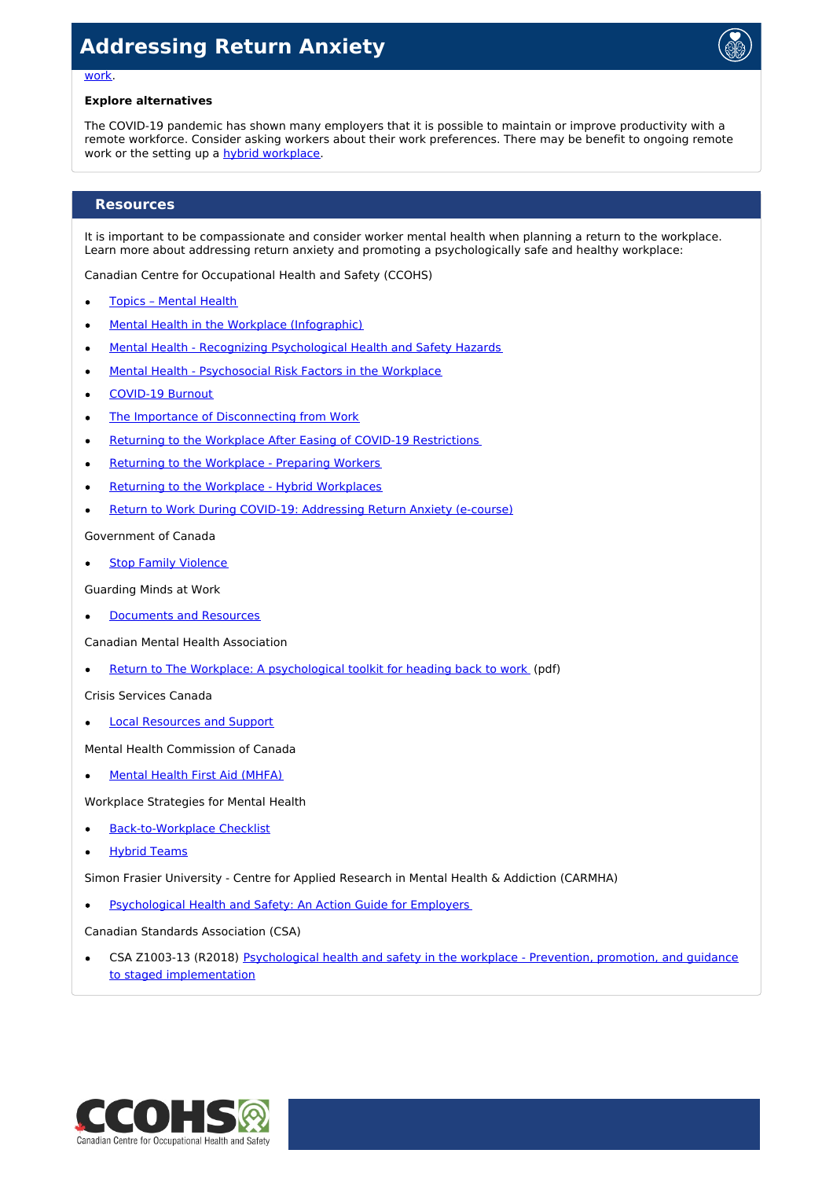work.

**Explore alternatives**

The COVID-19 pandemic has shown many employers that it is possible to maintain or improve productivity with a remote workforce. Consider asking workers about their work preferences. There may be benefit to ongoing remote work or the setting up a hybrid workplace.

## Resources

It is important to be compassionate and consider worker mental health when planning a return to the workplace. Learn more about addressing return anxiety and promoting a psychologically safe and healthy workplace:

Canadian Centre for Occupational Health and Safety (CCOHS)

- Topics – Mental Health
- Mental Health in the Workplace (Infographic)
- Mental Health - Recognizing Psychological Health and Safety Hazards
- Mental Health - Psychosocial Risk Factors in the Workplace
- COVID-19 Burnout
- The Importance of Disconnecting from Work
- Returning to the Workplace After Easing of COVID-19 Restrictions
- Returning to the Workplace - Preparing Workers
- Returning to the Workplace - Hybrid Workplaces
- Return to Work During COVID-19: Addressing Return Anxiety (e-course)

Government of Canada

- Stop Family Violence

Guarding Minds at Work

- Documents and Resources

Canadian Mental Health Association

- Return to The Workplace: A psychological toolkit for heading back to work (pdf)

Crisis Services Canada

- Local Resources and Support

Mental Health Commission of Canada

- Mental Health First Aid (MHFA)

Workplace Strategies for Mental Health

- Back-to-Workplace Checklist
- Hybrid Teams

Simon Fraser University - Centre for Applied Research in Mental Health & Addiction (CARMHA)

- Psychological Health and Safety: An Action Guide for Employers

Canadian Standards Association (CSA)

- CSA Z1003-13 (R2018) Psychological health and safety in the workplace - Prevention, promotion, and guidance to staged implementation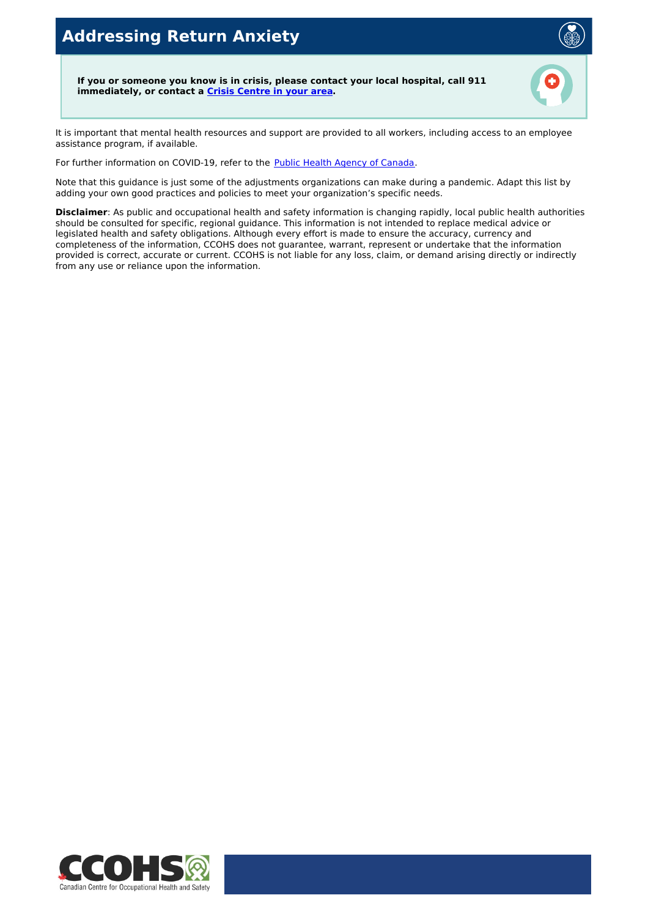**If you or someone you know is in crisis, please contact your local hospital, call 911 immediately, or contact a Crisis Centre in your area.**

It is important that mental health resources and support are provided to all workers, including access to an employee assistance program, if available.

For further information on COVID-19, refer to the Public Health Agency of Canada.

Note that this guidance is just some of the adjustments organizations can make during a pandemic. Adapt this list by adding your own good practices and policies to meet your organization's specific needs.

**Disclaimer**: As public and occupational health and safety information is changing rapidly, local public health authorities should be consulted for specific, regional guidance. This information is not intended to replace medical advice or legislated health and safety obligations. Although every effort is made to ensure the accuracy, currency and completeness of the information, CCOHS does not guarantee, warrant, represent or undertake that the information provided is correct, accurate or current. CCOHS is not liable for any loss, claim, or demand arising directly or indirectly from any use or reliance upon the information.